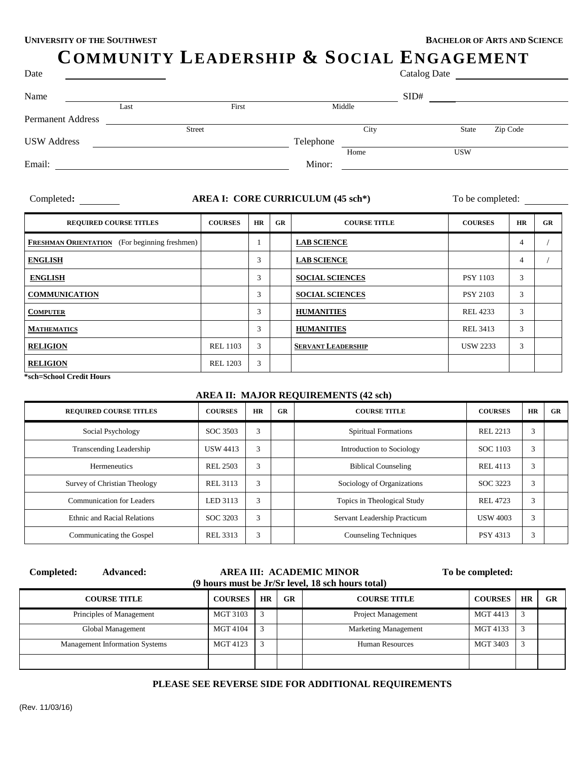**UNIVERSITY OF THE SOUTHWEST** **BACHELOR OF ARTS AND SCIENCE**

# COMMUNITY LEADERSHIP & SOCIAL ENGAGEMENT

Date ____________________ Catalog Date ____________________

Name ________________________________________ SID# ____________________
Last First Middle

Permanent Address ________________________________________
Street City State Zip Code

USW Address ____________________ Telephone ____________________
Home USW

Email: ____________________ Minor: ____________________

Completed: ________ **AREA I: CORE CURRICULUM (45 sch\*)** To be completed: ________

| REQUIRED COURSE TITLES | COURSES | HR | GR | COURSE TITLE | COURSES | HR | GR |
|---|---|---|---|---|---|---|---|
| **FRESHMAN ORIENTATION** (For beginning freshmen) | | 1 | | **LAB SCIENCE** | | 4 | / |
| **ENGLISH** | | 3 | | **LAB SCIENCE** | | 4 | / |
| **ENGLISH** | | 3 | | **SOCIAL SCIENCES** | PSY 1103 | 3 | |
| **COMMUNICATION** | | 3 | | **SOCIAL SCIENCES** | PSY 2103 | 3 | |
| **COMPUTER** | | 3 | | **HUMANITIES** | REL 4233 | 3 | |
| **MATHEMATICS** | | 3 | | **HUMANITIES** | REL 3413 | 3 | |
| **RELIGION** | REL 1103 | 3 | | **SERVANT LEADERSHIP** | USW 2233 | 3 | |
| **RELIGION** | REL 1203 | 3 | | | | | |

**\*sch=School Credit Hours**

**AREA II: MAJOR REQUIREMENTS (42 sch)**

| REQUIRED COURSE TITLES | COURSES | HR | GR | COURSE TITLE | COURSES | HR | GR |
|---|---|---|---|---|---|---|---|
| Social Psychology | SOC 3503 | 3 | | Spiritual Formations | REL 2213 | 3 | |
| Transcending Leadership | USW 4413 | 3 | | Introduction to Sociology | SOC 1103 | 3 | |
| Hermeneutics | REL 2503 | 3 | | Biblical Counseling | REL 4113 | 3 | |
| Survey of Christian Theology | REL 3113 | 3 | | Sociology of Organizations | SOC 3223 | 3 | |
| Communication for Leaders | LED 3113 | 3 | | Topics in Theological Study | REL 4723 | 3 | |
| Ethnic and Racial Relations | SOC 3203 | 3 | | Servant Leadership Practicum | USW 4003 | 3 | |
| Communicating the Gospel | REL 3313 | 3 | | Counseling Techniques | PSY 4313 | 3 | |

**Completed:** **Advanced:** **AREA III: ACADEMIC MINOR** **To be completed:**
**(9 hours must be Jr/Sr level, 18 sch hours total)**

| COURSE TITLE | COURSES | HR | GR | COURSE TITLE | COURSES | HR | GR |
|---|---|---|---|---|---|---|---|
| Principles of Management | MGT 3103 | 3 | | Project Management | MGT 4413 | 3 | |
| Global Management | MGT 4104 | 3 | | Marketing Management | MGT 4133 | 3 | |
| Management Information Systems | MGT 4123 | 3 | | Human Resources | MGT 3403 | 3 | |
| | | | | | | | |

**PLEASE SEE REVERSE SIDE FOR ADDITIONAL REQUIREMENTS**

(Rev. 11/03/16)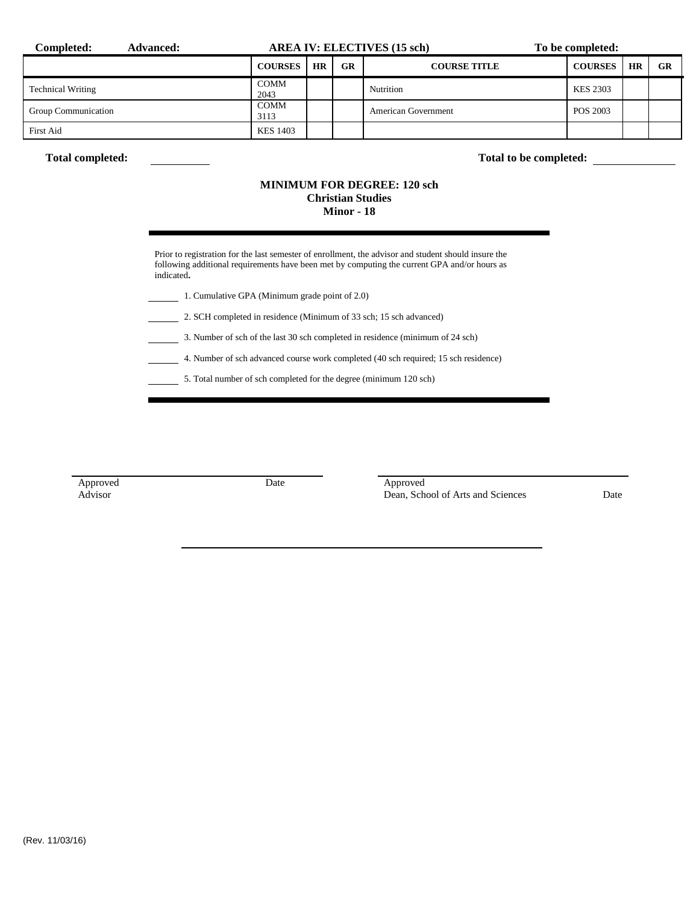**Completed:** **Advanced:** **AREA IV: ELECTIVES (15 sch)** **To be completed:**

| | COURSES | HR | GR | COURSE TITLE | COURSES | HR | GR |
|---|---|---|---|---|---|---|---|
| Technical Writing | COMM 2043 | | | Nutrition | KES 2303 | | |
| Group Communication | COMM 3113 | | | American Government | POS 2003 | | |
| First Aid | KES 1403 | | | | | | |

**Total completed:** ________ **Total to be completed:** ________

**MINIMUM FOR DEGREE: 120 sch**
**Christian Studies**
**Minor - 18**

Prior to registration for the last semester of enrollment, the advisor and student should insure the following additional requirements have been met by computing the current GPA and/or hours as indicated.

______ 1. Cumulative GPA (Minimum grade point of 2.0)

______ 2. SCH completed in residence (Minimum of 33 sch; 15 sch advanced)

______ 3. Number of sch of the last 30 sch completed in residence (minimum of 24 sch)

______ 4. Number of sch advanced course work completed (40 sch required; 15 sch residence)

______ 5. Total number of sch completed for the degree (minimum 120 sch)

Approved Advisor ________ Date

Approved Dean, School of Arts and Sciences ________ Date

(Rev. 11/03/16)